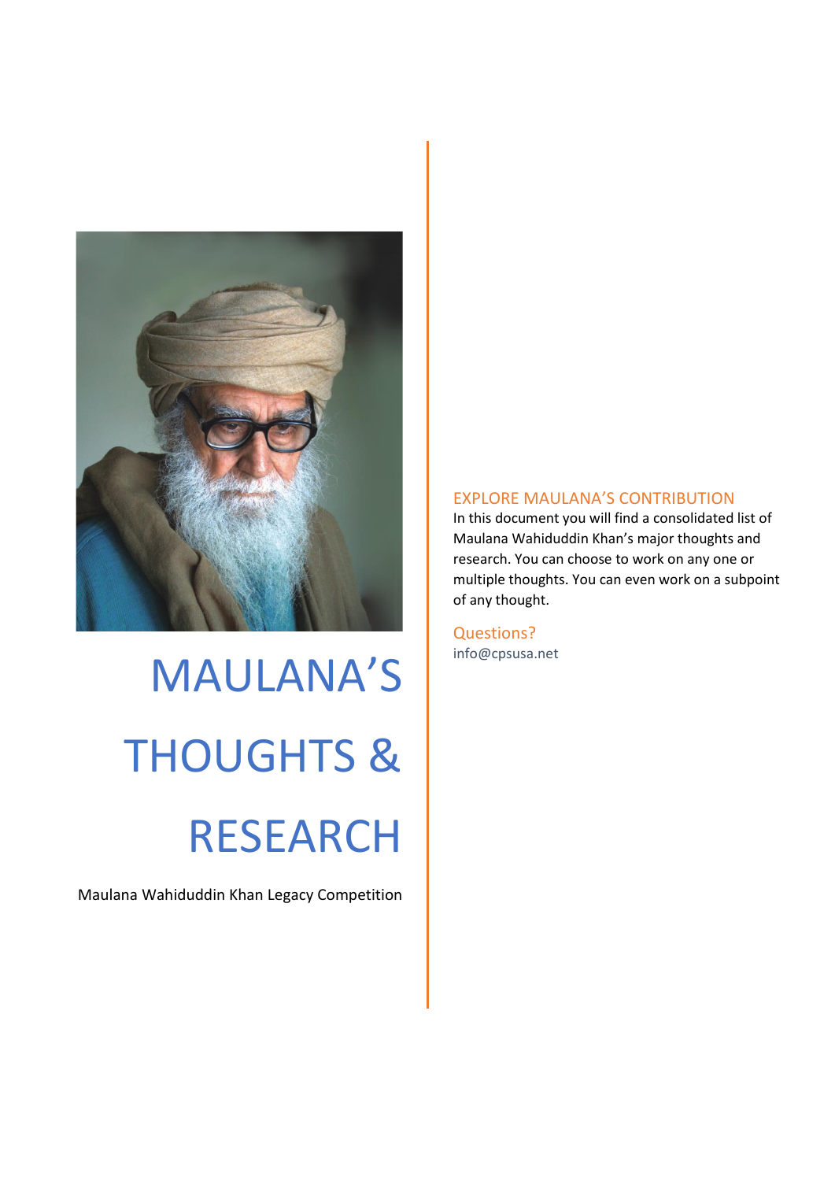# MAULANA'S THOUGHTS & RESEARCH

Maulana Wahiduddin Khan Legacy Competition

## EXPLORE MAULANA'S CONTRIBUTION

In this document you will find a consolidated list of Maulana Wahiduddin Khan's major thoughts and research. You can choose to work on any one or multiple thoughts. You can even work on a subpoint of any thought.

## Questions?

info@cpsusa.net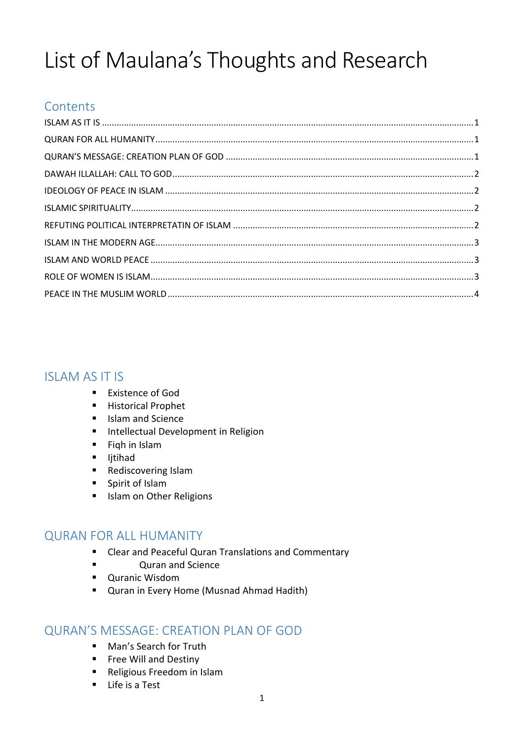# List of Maulana's Thoughts and Research

## Contents

- ISLAM AS IT IS ........ 1
- QURAN FOR ALL HUMANITY ........ 1
- QURAN'S MESSAGE: CREATION PLAN OF GOD ........ 1
- DAWAH ILLALLAH: CALL TO GOD ........ 2
- IDEOLOGY OF PEACE IN ISLAM ........ 2
- ISLAMIC SPIRITUALITY ........ 2
- REFUTING POLITICAL INTERPRETATIN OF ISLAM ........ 2
- ISLAM IN THE MODERN AGE ........ 3
- ISLAM AND WORLD PEACE ........ 3
- ROLE OF WOMEN IS ISLAM ........ 3
- PEACE IN THE MUSLIM WORLD ........ 4

## ISLAM AS IT IS

- Existence of God
- Historical Prophet
- Islam and Science
- Intellectual Development in Religion
- Fiqh in Islam
- Ijtihad
- Rediscovering Islam
- Spirit of Islam
- Islam on Other Religions

## QURAN FOR ALL HUMANITY

- Clear and Peaceful Quran Translations and Commentary
- Quran and Science
- Quranic Wisdom
- Quran in Every Home (Musnad Ahmad Hadith)

## QURAN'S MESSAGE: CREATION PLAN OF GOD

- Man's Search for Truth
- Free Will and Destiny
- Religious Freedom in Islam
- Life is a Test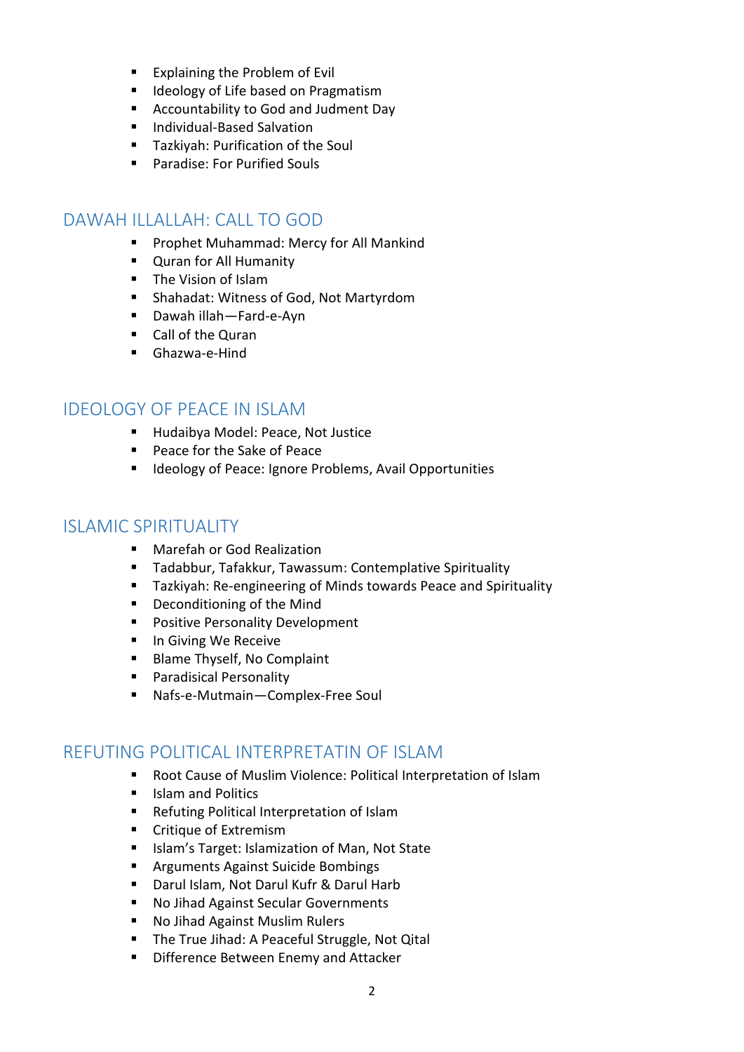- Explaining the Problem of Evil
- Ideology of Life based on Pragmatism
- Accountability to God and Judment Day
- Individual-Based Salvation
- Tazkiyah: Purification of the Soul
- Paradise: For Purified Souls

## DAWAH ILLALLAH: CALL TO GOD

- Prophet Muhammad: Mercy for All Mankind
- Quran for All Humanity
- The Vision of Islam
- Shahadat: Witness of God, Not Martyrdom
- Dawah illah—Fard-e-Ayn
- Call of the Quran
- Ghazwa-e-Hind

## IDEOLOGY OF PEACE IN ISLAM

- Hudaibya Model: Peace, Not Justice
- Peace for the Sake of Peace
- Ideology of Peace: Ignore Problems, Avail Opportunities

## ISLAMIC SPIRITUALITY

- Marefah or God Realization
- Tadabbur, Tafakkur, Tawassum: Contemplative Spirituality
- Tazkiyah: Re-engineering of Minds towards Peace and Spirituality
- Deconditioning of the Mind
- Positive Personality Development
- In Giving We Receive
- Blame Thyself, No Complaint
- Paradisical Personality
- Nafs-e-Mutmain—Complex-Free Soul

## REFUTING POLITICAL INTERPRETATIN OF ISLAM

- Root Cause of Muslim Violence: Political Interpretation of Islam
- Islam and Politics
- Refuting Political Interpretation of Islam
- Critique of Extremism
- Islam's Target: Islamization of Man, Not State
- Arguments Against Suicide Bombings
- Darul Islam, Not Darul Kufr & Darul Harb
- No Jihad Against Secular Governments
- No Jihad Against Muslim Rulers
- The True Jihad: A Peaceful Struggle, Not Qital
- Difference Between Enemy and Attacker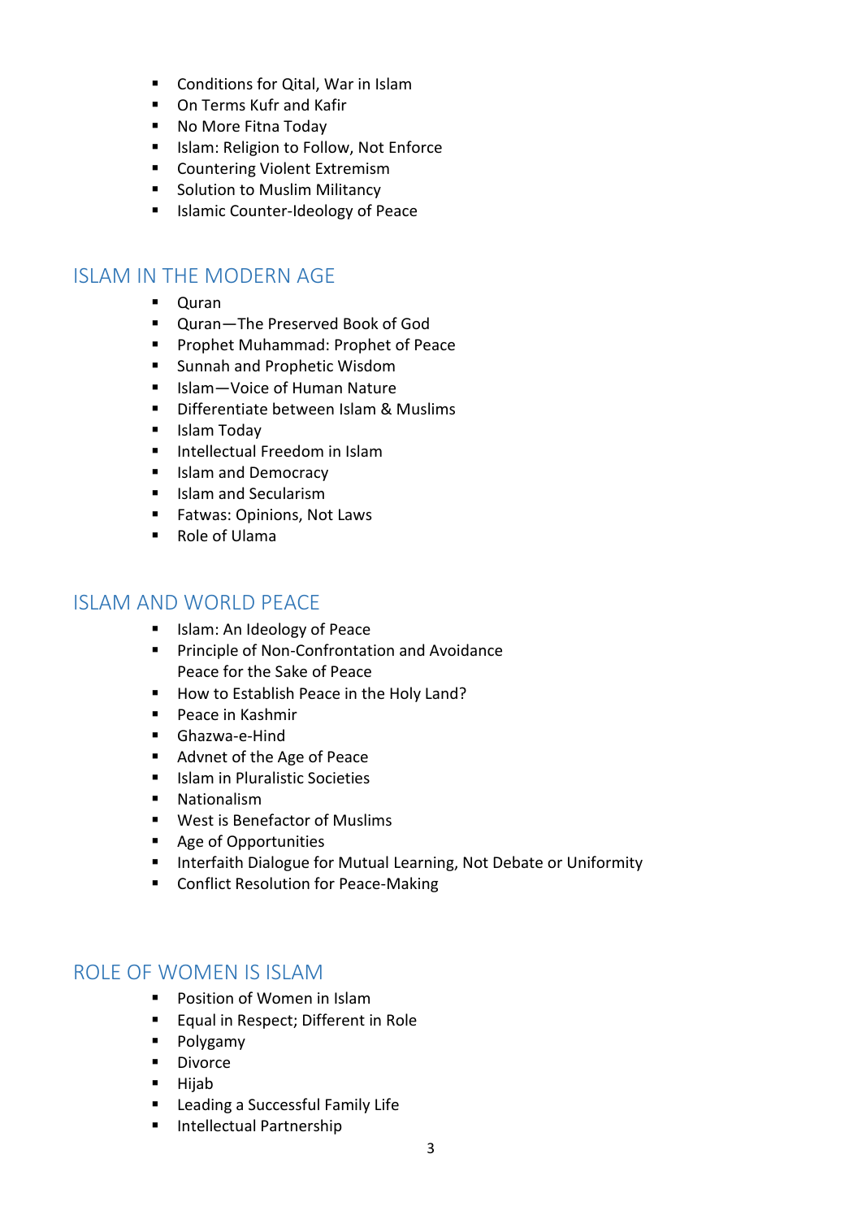- Conditions for Qital, War in Islam
- On Terms Kufr and Kafir
- No More Fitna Today
- Islam: Religion to Follow, Not Enforce
- Countering Violent Extremism
- Solution to Muslim Militancy
- Islamic Counter-Ideology of Peace

## ISLAM IN THE MODERN AGE

- Quran
- Quran—The Preserved Book of God
- Prophet Muhammad: Prophet of Peace
- Sunnah and Prophetic Wisdom
- Islam—Voice of Human Nature
- Differentiate between Islam & Muslims
- Islam Today
- Intellectual Freedom in Islam
- Islam and Democracy
- Islam and Secularism
- Fatwas: Opinions, Not Laws
- Role of Ulama

## ISLAM AND WORLD PEACE

- Islam: An Ideology of Peace
- Principle of Non-Confrontation and Avoidance
  Peace for the Sake of Peace
- How to Establish Peace in the Holy Land?
- Peace in Kashmir
- Ghazwa-e-Hind
- Advnet of the Age of Peace
- Islam in Pluralistic Societies
- Nationalism
- West is Benefactor of Muslims
- Age of Opportunities
- Interfaith Dialogue for Mutual Learning, Not Debate or Uniformity
- Conflict Resolution for Peace-Making

## ROLE OF WOMEN IS ISLAM

- Position of Women in Islam
- Equal in Respect; Different in Role
- Polygamy
- Divorce
- Hijab
- Leading a Successful Family Life
- Intellectual Partnership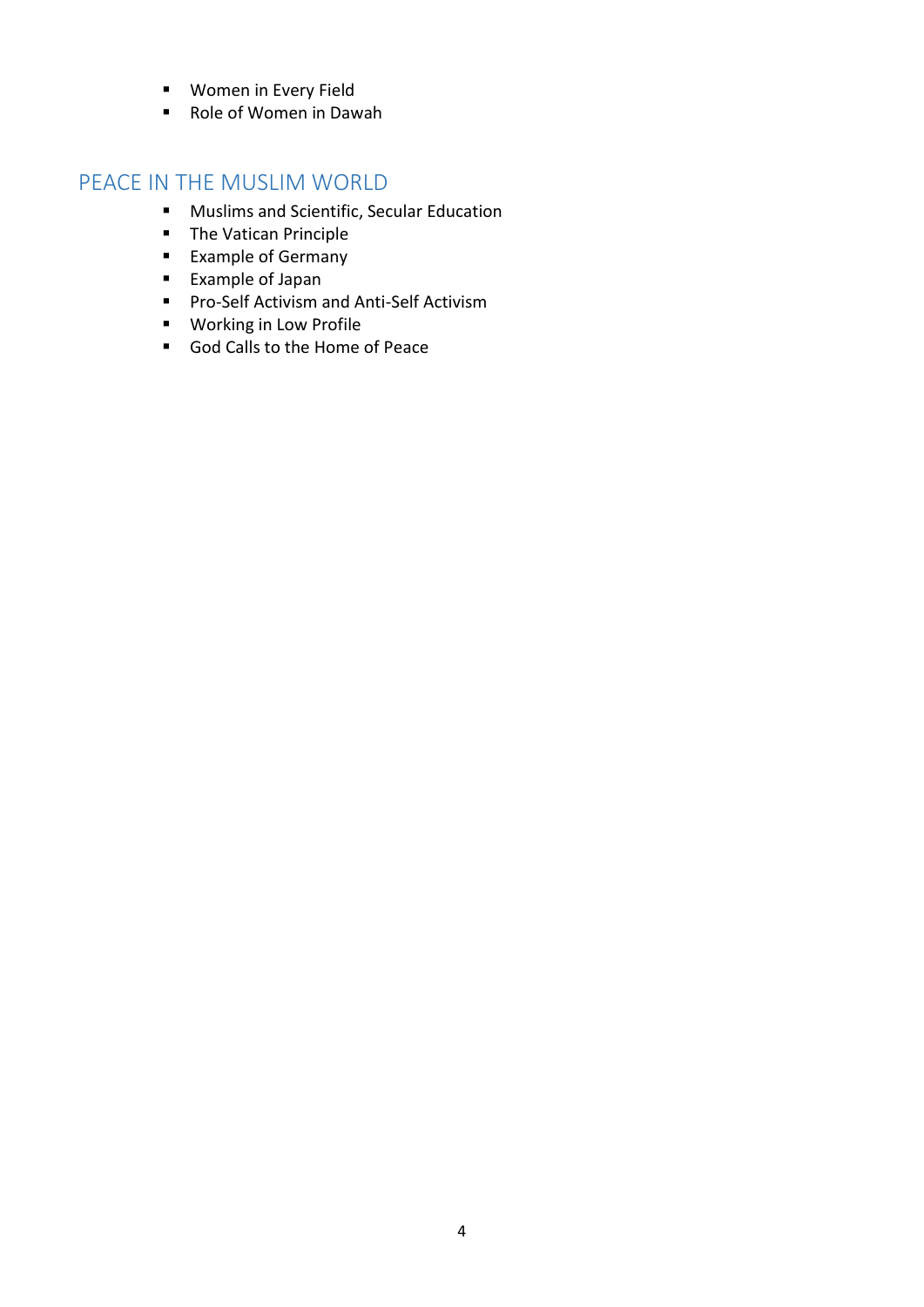- Women in Every Field
- Role of Women in Dawah

## PEACE IN THE MUSLIM WORLD

- Muslims and Scientific, Secular Education
- The Vatican Principle
- Example of Germany
- Example of Japan
- Pro-Self Activism and Anti-Self Activism
- Working in Low Profile
- God Calls to the Home of Peace